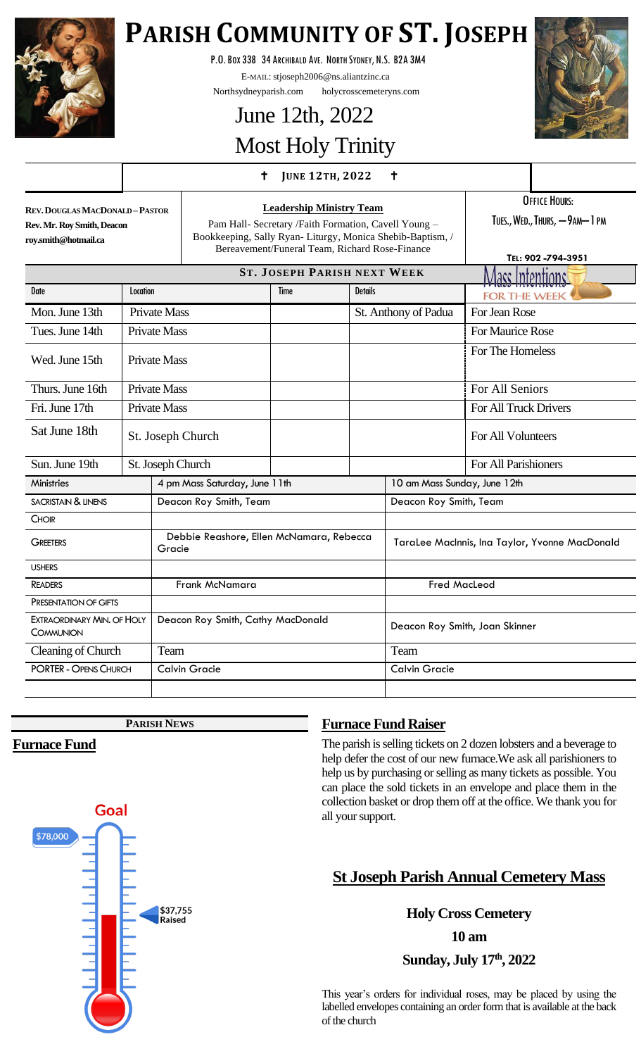# PARISH COMMUNITY OF ST. JOSEPH

P.O. Box 338 34 Archibald Ave. North Sydney, N.S. B2A 3M4

E-mail: stjoseph2006@ns.aliantzinc.ca

Northsydneyparish.com holycrosscemeteryns.com

## June 12th, 2022

## Most Holy Trinity

✝ **JUNE 12TH, 2022** ✝

**Rev. Douglas MacDonald – Pastor**
**Rev. Mr. Roy Smith, Deacon**
**roy.smith@hotmail.ca**

**Leadership Ministry Team**

Pam Hall- Secretary /Faith Formation, Cavell Young – Bookkeeping, Sally Ryan- Liturgy, Monica Shebib-Baptism, / Bereavement/Funeral Team, Richard Rose-Finance

**Office Hours:**
Tues., Wed., Thurs, — 9am— 1 pm

**Tel: 902 -794-3951**

### ST. JOSEPH PARISH NEXT WEEK

| Date | Location | Time | Details | Mass Intentions FOR THE WEEK |
|---|---|---|---|---|
| Mon. June 13th | Private Mass | | St. Anthony of Padua | For Jean Rose |
| Tues. June 14th | Private Mass | | | For Maurice Rose |
| Wed. June 15th | Private Mass | | | For The Homeless |
| Thurs. June 16th | Private Mass | | | For All Seniors |
| Fri. June 17th | Private Mass | | | For All Truck Drivers |
| Sat June 18th | St. Joseph Church | | | For All Volunteers |
| Sun. June 19th | St. Joseph Church | | | For All Parishioners |

| Ministries | 4 pm Mass Saturday, June 11th | 10 am Mass Sunday, June 12th |
|---|---|---|
| Sacristain & Linens | Deacon Roy Smith, Team | Deacon Roy Smith, Team |
| Choir | | |
| Greeters | Debbie Reashore, Ellen McNamara, Rebecca Gracie | TaraLee MacInnis, Ina Taylor, Yvonne MacDonald |
| Ushers | | |
| Readers | Frank McNamara | Fred MacLeod |
| Presentation of Gifts | | |
| Extraordinary Min. of Holy Communion | Deacon Roy Smith, Cathy MacDonald | Deacon Roy Smith, Joan Skinner |
| Cleaning of Church | Team | Team |
| PORTER - Opens Church | Calvin Gracie | Calvin Gracie |

**PARISH NEWS**

## Furnace Fund

Goal: $78,000

$37,755 Raised

## Furnace Fund Raiser

The parish is selling tickets on 2 dozen lobsters and a beverage to help defer the cost of our new furnace.We ask all parishioners to help us by purchasing or selling as many tickets as possible. You can place the sold tickets in an envelope and place them in the collection basket or drop them off at the office. We thank you for all your support.

## St Joseph Parish Annual Cemetery Mass

**Holy Cross Cemetery**

**10 am**

**Sunday, July 17th, 2022**

This year's orders for individual roses, may be placed by using the labelled envelopes containing an order form that is available at the back of the church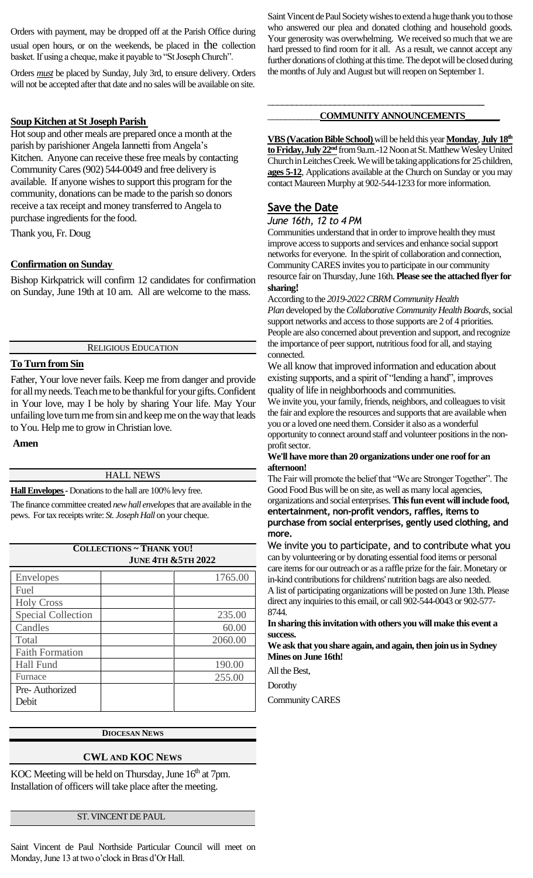Orders with payment, may be dropped off at the Parish Office during usual open hours, or on the weekends, be placed in the collection basket. If using a cheque, make it payable to "St Joseph Church".

Orders *must* be placed by Sunday, July 3rd, to ensure delivery. Orders will not be accepted after that date and no sales will be available on site.

**Soup Kitchen at St Joseph Parish**

Hot soup and other meals are prepared once a month at the parish by parishioner Angela Iannetti from Angela's Kitchen. Anyone can receive these free meals by contacting Community Cares (902) 544-0049 and free delivery is available. If anyone wishes to support this program for the community, donations can be made to the parish so donors receive a tax receipt and money transferred to Angela to purchase ingredients for the food.

Thank you, Fr. Doug

**Confirmation on Sunday**

Bishop Kirkpatrick will confirm 12 candidates for confirmation on Sunday, June 19th at 10 am. All are welcome to the mass.

## RELIGIOUS EDUCATION

**To Turn from Sin**

Father, Your love never fails. Keep me from danger and provide for all my needs. Teach me to be thankful for your gifts. Confident in Your love, may I be holy by sharing Your life. May Your unfailing love turn me from sin and keep me on the way that leads to You. Help me to grow in Christian love.

**Amen**

## HALL NEWS

**Hall Envelopes** - Donations to the hall are 100% levy free.

The finance committee created *new hall envelopes* that are available in the pews. For tax receipts write: *St. Joseph Hall* on your cheque.

**COLLECTIONS ~ THANK YOU! JUNE 4TH & 5TH 2022**

| | | |
|---|---|---|
| Envelopes | | 1765.00 |
| Fuel | | |
| Holy Cross | | |
| Special Collection | | 235.00 |
| Candles | | 60.00 |
| Total | | 2060.00 |
| Faith Formation | | |
| Hall Fund | | 190.00 |
| Furnace | | 255.00 |
| Pre- Authorized Debit | | |

## DIOCESAN NEWS

## CWL AND KOC NEWS

KOC Meeting will be held on Thursday, June 16th at 7pm. Installation of officers will take place after the meeting.

## ST. VINCENT DE PAUL

Saint Vincent de Paul Northside Particular Council will meet on Monday, June 13 at two o'clock in Bras d'Or Hall.

Saint Vincent de Paul Society wishes to extend a huge thank you to those who answered our plea and donated clothing and household goods. Your generosity was overwhelming. We received so much that we are hard pressed to find room for it all. As a result, we cannot accept any further donations of clothing at this time. The depot will be closed during the months of July and August but will reopen on September 1.

## COMMUNITY ANNOUNCEMENTS

**VBS (Vacation Bible School)** will be held this year **Monday, July 18th to Friday, July 22nd** from 9a.m.-12 Noon at St. Matthew Wesley United Church in Leitches Creek. We will be taking applications for 25 children, **ages 5-12**. Applications available at the Church on Sunday or you may contact Maureen Murphy at 902-544-1233 for more information.

## Save the Date

*June 16th, 12 to 4 PM*

Communities understand that in order to improve health they must improve access to supports and services and enhance social support networks for everyone. In the spirit of collaboration and connection, Community CARES invites you to participate in our community resource fair on Thursday, June 16th. **Please see the attached flyer for sharing!**

According to the *2019-2022 CBRM Community Health Plan* developed by the *Collaborative Community Health Boards*, social support networks and access to those supports are 2 of 4 priorities. People are also concerned about prevention and support, and recognize the importance of peer support, nutritious food for all, and staying connected.

We all know that improved information and education about existing supports, and a spirit of "lending a hand", improves quality of life in neighborhoods and communities.

We invite you, your family, friends, neighbors, and colleagues to visit the fair and explore the resources and supports that are available when you or a loved one need them. Consider it also as a wonderful opportunity to connect around staff and volunteer positions in the non-profit sector.

**We'll have more than 20 organizations under one roof for an afternoon!**

The Fair will promote the belief that "We are Stronger Together". The Good Food Bus will be on site, as well as many local agencies, organizations and social enterprises. **This fun event will include food, entertainment, non-profit vendors, raffles, items to purchase from social enterprises, gently used clothing, and more.**

We invite you to participate, and to contribute what you can by volunteering or by donating essential food items or personal care items for our outreach or as a raffle prize for the fair. Monetary or in-kind contributions for childrens' nutrition bags are also needed. A list of participating organizations will be posted on June 13th. Please direct any inquiries to this email, or call 902-544-0043 or 902-577-8744.

**In sharing this invitation with others you will make this event a success.**

**We ask that you share again, and again, then join us in Sydney Mines on June 16th!**

All the Best,

Dorothy

Community CARES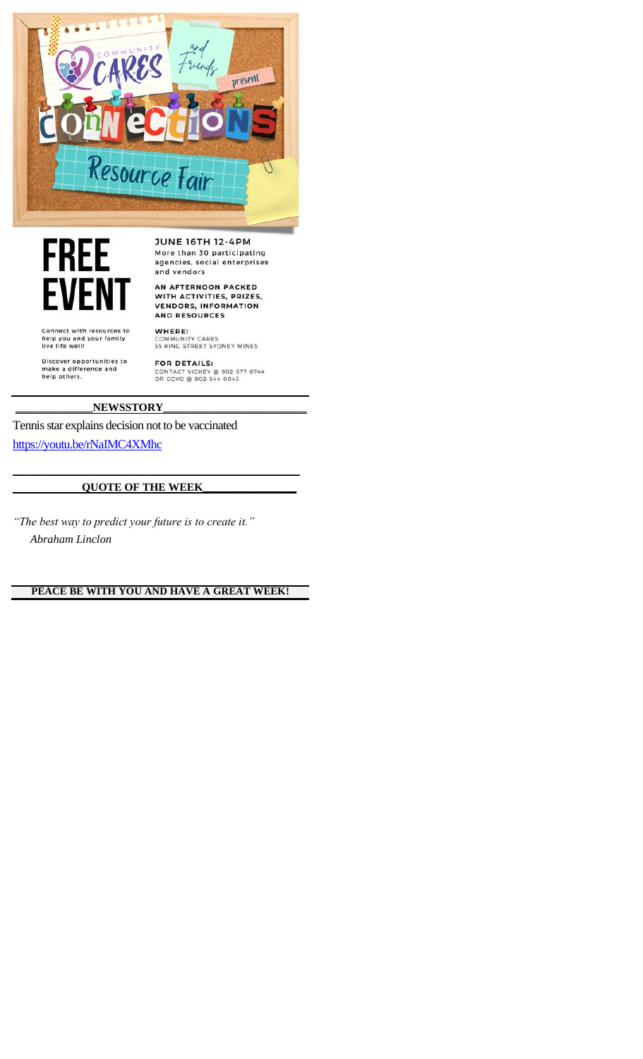Community Cares and Friends present

# Connections Resource Fair

# FREE EVENT

Connect with resources to help you and your family live life well!

Discover opportunities to make a difference and help others.

**JUNE 16TH 12-4PM**
More than 30 participating agencies, social enterprises and vendors

**AN AFTERNOON PACKED WITH ACTIVITIES, PRIZES, VENDORS, INFORMATION AND RESOURCES**

**WHERE:**
COMMUNITY CARES
55 KING STREET SYDNEY MINES

**FOR DETAILS:**
CONTACT VICKEY @ 902-577-8744
OR CCVO @ 902-544-0043

---

**NEWSSTORY**

Tennis star explains decision not to be vaccinated

https://youtu.be/rNaIMC4XMhc

---

**QUOTE OF THE WEEK**

*"The best way to predict your future is to create it."*
*Abraham Linclon*

---

**PEACE BE WITH YOU AND HAVE A GREAT WEEK!**